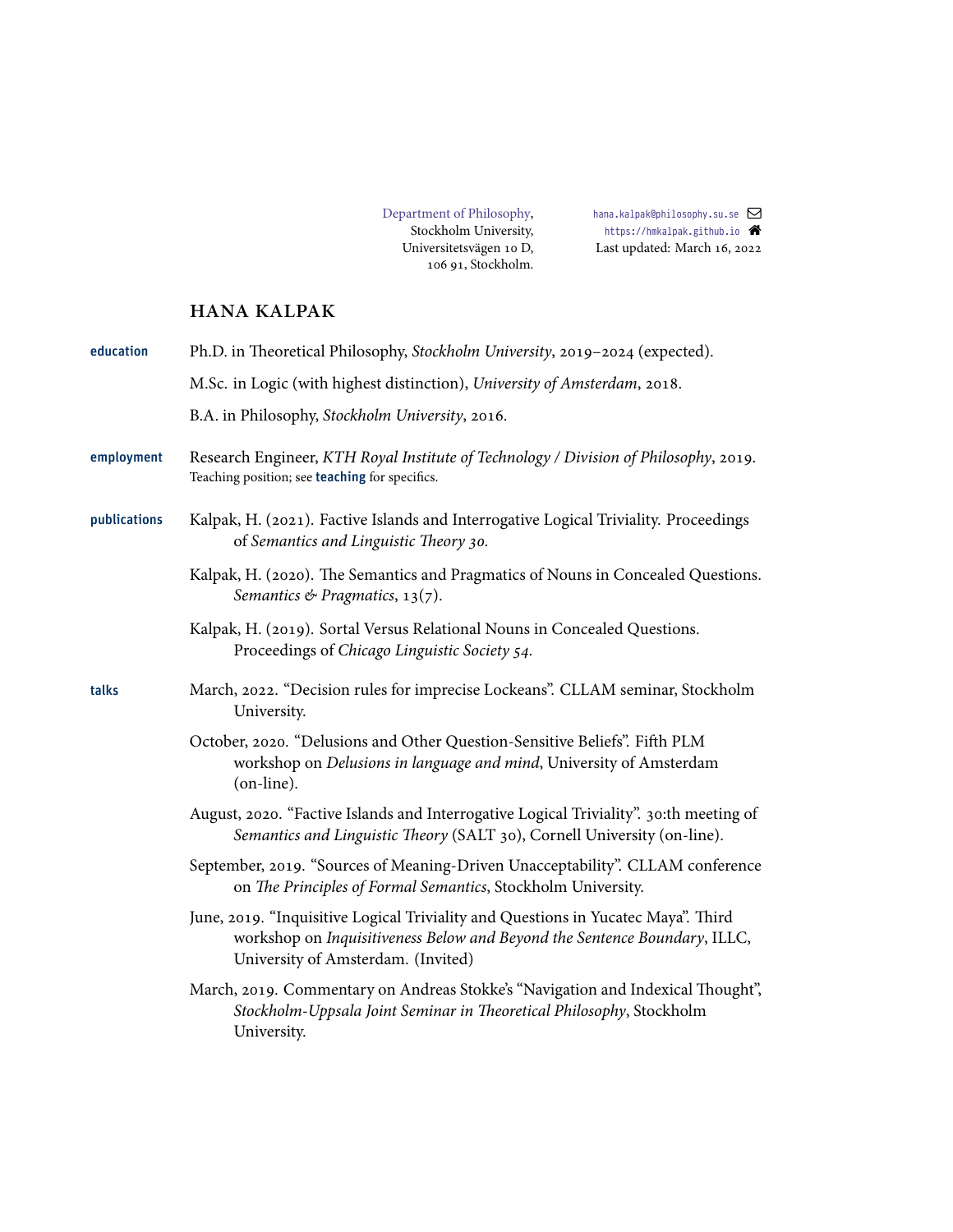Department of Philosophy,
Stockholm University,
Universitetsvägen 10 D,
106 91, Stockholm.

hana.kalpak@philosophy.su.se
https://hmkalpak.github.io
Last updated: March 16, 2022

# HANA KALPAK

## education

Ph.D. in Theoretical Philosophy, *Stockholm University*, 2019–2024 (expected).

M.Sc. in Logic (with highest distinction), *University of Amsterdam*, 2018.

B.A. in Philosophy, *Stockholm University*, 2016.

## employment

Research Engineer, *KTH Royal Institute of Technology / Division of Philosophy*, 2019.
Teaching position; see **teaching** for specifics.

## publications

Kalpak, H. (2021). Factive Islands and Interrogative Logical Triviality. Proceedings of *Semantics and Linguistic Theory 30*.

Kalpak, H. (2020). The Semantics and Pragmatics of Nouns in Concealed Questions. *Semantics & Pragmatics*, 13(7).

Kalpak, H. (2019). Sortal Versus Relational Nouns in Concealed Questions. Proceedings of *Chicago Linguistic Society 54*.

## talks

March, 2022. “Decision rules for imprecise Lockeans”. CLLAM seminar, Stockholm University.

October, 2020. “Delusions and Other Question-Sensitive Beliefs”. Fifth PLM workshop on *Delusions in language and mind*, University of Amsterdam (on-line).

August, 2020. “Factive Islands and Interrogative Logical Triviality”. 30:th meeting of *Semantics and Linguistic Theory* (SALT 30), Cornell University (on-line).

September, 2019. “Sources of Meaning-Driven Unacceptability”. CLLAM conference on *The Principles of Formal Semantics*, Stockholm University.

June, 2019. “Inquisitive Logical Triviality and Questions in Yucatec Maya”. Third workshop on *Inquisitiveness Below and Beyond the Sentence Boundary*, ILLC, University of Amsterdam. (Invited)

March, 2019. Commentary on Andreas Stokke’s “Navigation and Indexical Thought”, *Stockholm-Uppsala Joint Seminar in Theoretical Philosophy*, Stockholm University.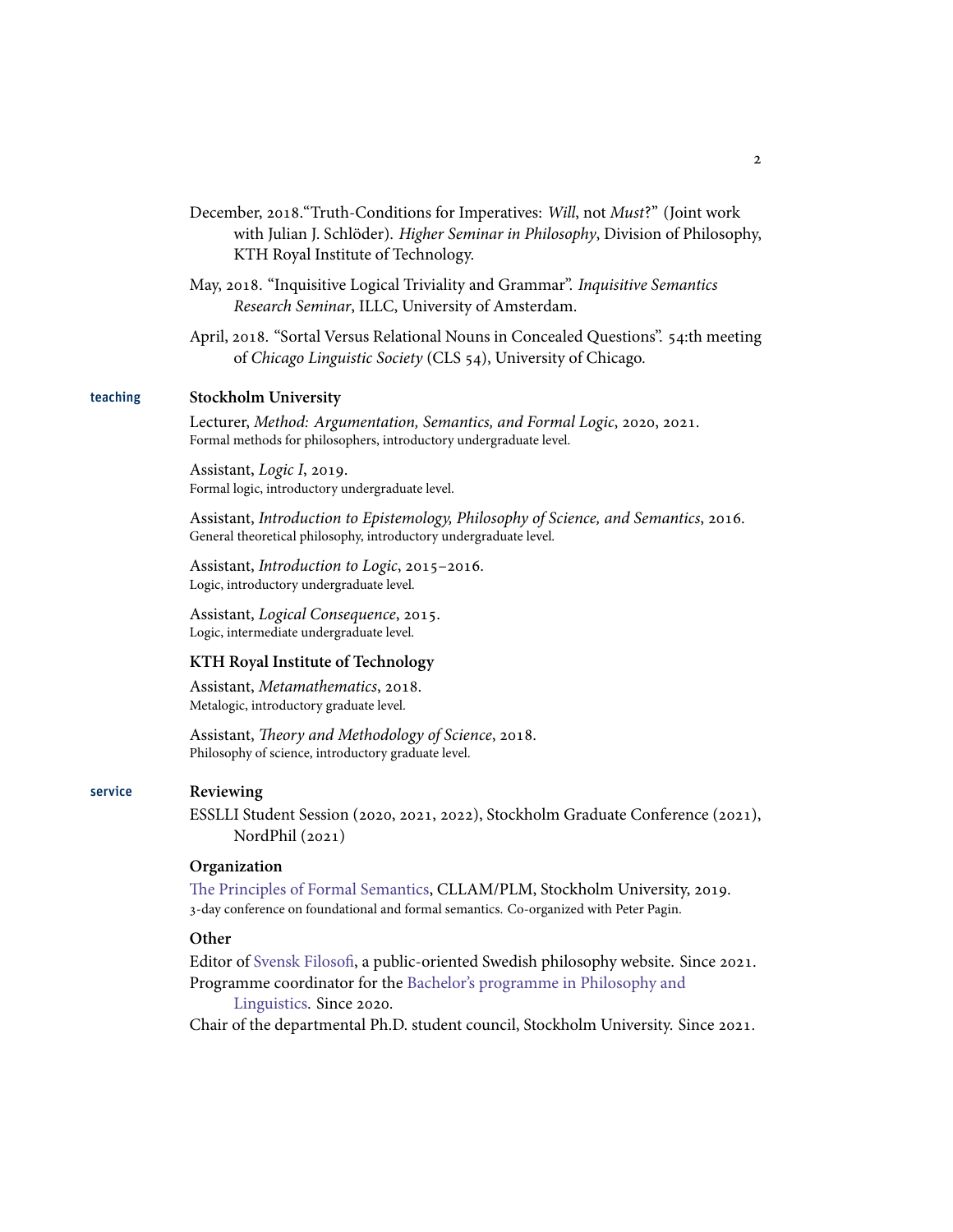December, 2018."Truth-Conditions for Imperatives: *Will*, not *Must*?" (Joint work with Julian J. Schlöder). *Higher Seminar in Philosophy*, Division of Philosophy, KTH Royal Institute of Technology.

May, 2018. "Inquisitive Logical Triviality and Grammar". *Inquisitive Semantics Research Seminar*, ILLC, University of Amsterdam.

April, 2018. "Sortal Versus Relational Nouns in Concealed Questions". 54:th meeting of *Chicago Linguistic Society* (CLS 54), University of Chicago.

## teaching

**Stockholm University**

Lecturer, *Method: Argumentation, Semantics, and Formal Logic*, 2020, 2021.
Formal methods for philosophers, introductory undergraduate level.

Assistant, *Logic I*, 2019.
Formal logic, introductory undergraduate level.

Assistant, *Introduction to Epistemology, Philosophy of Science, and Semantics*, 2016.
General theoretical philosophy, introductory undergraduate level.

Assistant, *Introduction to Logic*, 2015–2016.
Logic, introductory undergraduate level.

Assistant, *Logical Consequence*, 2015.
Logic, intermediate undergraduate level.

**KTH Royal Institute of Technology**

Assistant, *Metamathematics*, 2018.
Metalogic, introductory graduate level.

Assistant, *Theory and Methodology of Science*, 2018.
Philosophy of science, introductory graduate level.

## service

**Reviewing**

ESSLLI Student Session (2020, 2021, 2022), Stockholm Graduate Conference (2021), NordPhil (2021)

**Organization**

The Principles of Formal Semantics, CLLAM/PLM, Stockholm University, 2019.
3-day conference on foundational and formal semantics. Co-organized with Peter Pagin.

**Other**

Editor of Svensk Filosofi, a public-oriented Swedish philosophy website. Since 2021.
Programme coordinator for the Bachelor's programme in Philosophy and Linguistics. Since 2020.
Chair of the departmental Ph.D. student council, Stockholm University. Since 2021.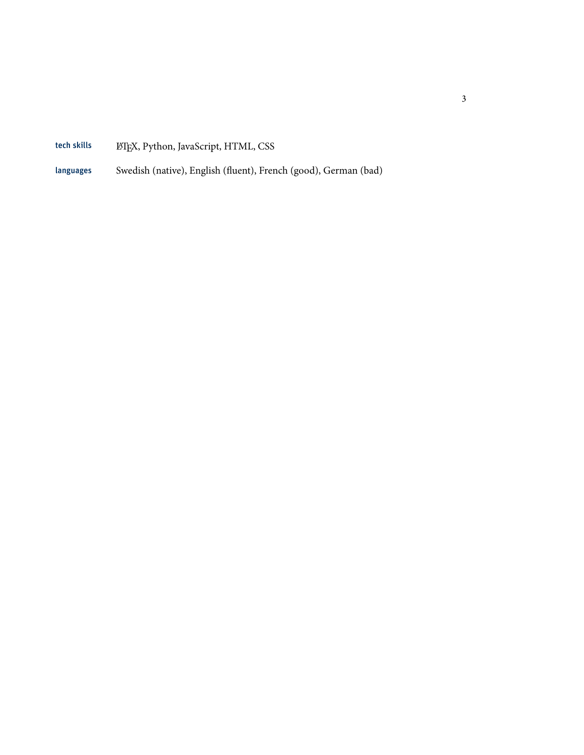| | |
|---|---|
| tech skills | LaTeX, Python, JavaScript, HTML, CSS |
| languages | Swedish (native), English (fluent), French (good), German (bad) |